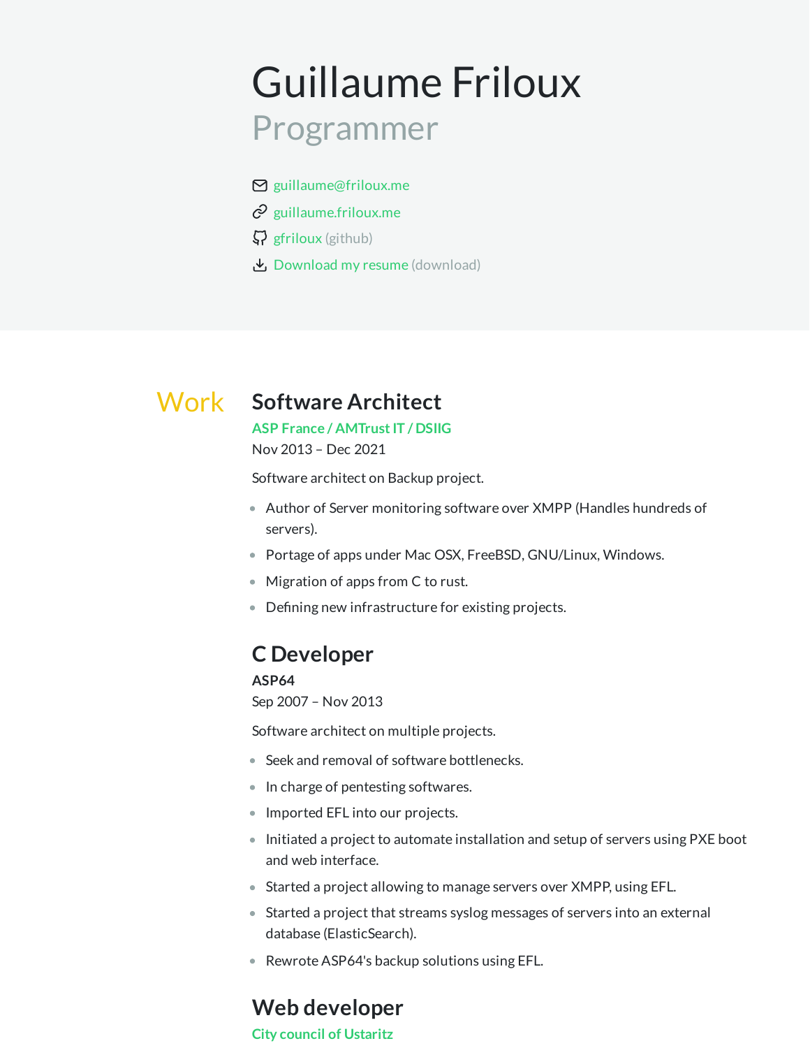# Guillaume Friloux

## Programmer

- guillaume@friloux.me
- guillaume.friloux.me
- gfriloux (github)
- Download my resume (download)

## Work

### Software Architect

**ASP France / AMTrust IT / DSIIG**

Nov 2013 – Dec 2021

Software architect on Backup project.

- Author of Server monitoring software over XMPP (Handles hundreds of servers).
- Portage of apps under Mac OSX, FreeBSD, GNU/Linux, Windows.
- Migration of apps from C to rust.
- Defining new infrastructure for existing projects.

### C Developer

**ASP64**

Sep 2007 – Nov 2013

Software architect on multiple projects.

- Seek and removal of software bottlenecks.
- In charge of pentesting softwares.
- Imported EFL into our projects.
- Initiated a project to automate installation and setup of servers using PXE boot and web interface.
- Started a project allowing to manage servers over XMPP, using EFL.
- Started a project that streams syslog messages of servers into an external database (ElasticSearch).
- Rewrote ASP64's backup solutions using EFL.

### Web developer

**City council of Ustaritz**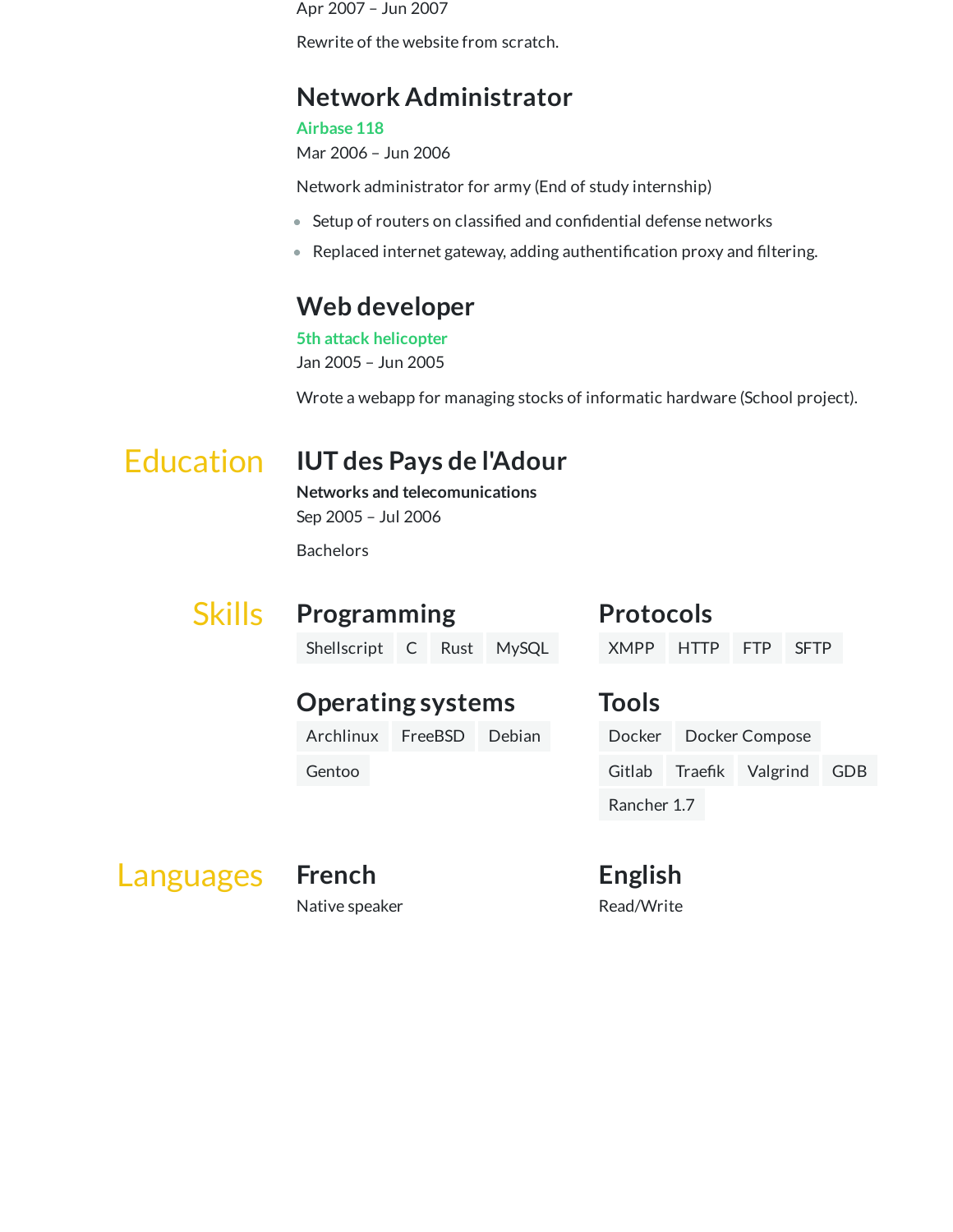Apr 2007 – Jun 2007

Rewrite of the website from scratch.

### Network Administrator

**Airbase 118**

Mar 2006 – Jun 2006

Network administrator for army (End of study internship)

- Setup of routers on classified and confidential defense networks
- Replaced internet gateway, adding authentification proxy and filtering.

### Web developer

**5th attack helicopter**

Jan 2005 – Jun 2005

Wrote a webapp for managing stocks of informatic hardware (School project).

## Education

### IUT des Pays de l'Adour

**Networks and telecomunications**

Sep 2005 – Jul 2006

Bachelors

## Skills

### Programming

Shellscript, C, Rust, MySQL

### Protocols

XMPP, HTTP, FTP, SFTP

### Operating systems

Archlinux, FreeBSD, Debian, Gentoo

### Tools

Docker, Docker Compose, Gitlab, Traefik, Valgrind, GDB, Rancher 1.7

## Languages

### French

Native speaker

### English

Read/Write